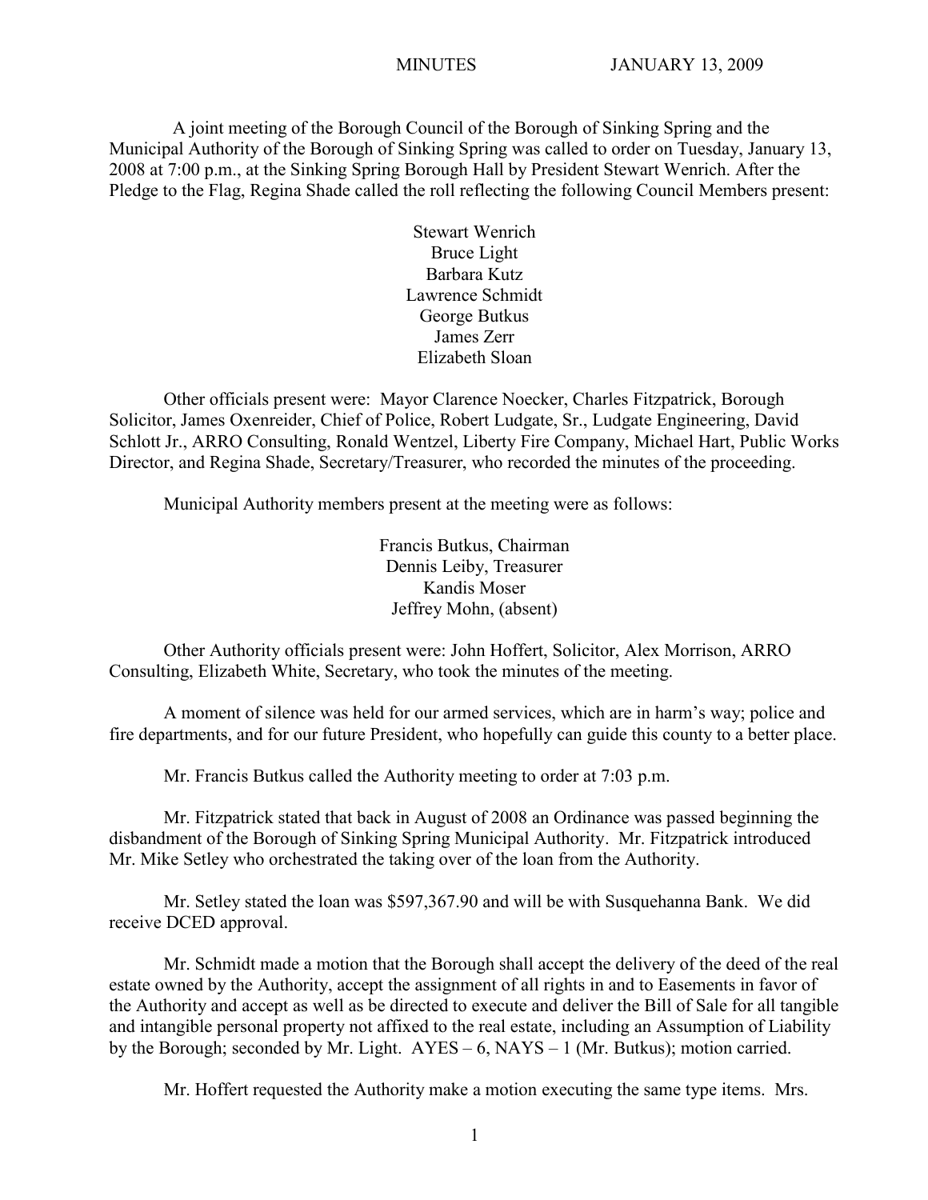MINUTES JANUARY 13, 2009

A joint meeting of the Borough Council of the Borough of Sinking Spring and the Municipal Authority of the Borough of Sinking Spring was called to order on Tuesday, January 13, 2008 at 7:00 p.m., at the Sinking Spring Borough Hall by President Stewart Wenrich. After the Pledge to the Flag, Regina Shade called the roll reflecting the following Council Members present:

Stewart Wenrich
Bruce Light
Barbara Kutz
Lawrence Schmidt
George Butkus
James Zerr
Elizabeth Sloan

Other officials present were: Mayor Clarence Noecker, Charles Fitzpatrick, Borough Solicitor, James Oxenreider, Chief of Police, Robert Ludgate, Sr., Ludgate Engineering, David Schlott Jr., ARRO Consulting, Ronald Wentzel, Liberty Fire Company, Michael Hart, Public Works Director, and Regina Shade, Secretary/Treasurer, who recorded the minutes of the proceeding.

Municipal Authority members present at the meeting were as follows:

Francis Butkus, Chairman
Dennis Leiby, Treasurer
Kandis Moser
Jeffrey Mohn, (absent)

Other Authority officials present were: John Hoffert, Solicitor, Alex Morrison, ARRO Consulting, Elizabeth White, Secretary, who took the minutes of the meeting.

A moment of silence was held for our armed services, which are in harm's way; police and fire departments, and for our future President, who hopefully can guide this county to a better place.

Mr. Francis Butkus called the Authority meeting to order at 7:03 p.m.

Mr. Fitzpatrick stated that back in August of 2008 an Ordinance was passed beginning the disbandment of the Borough of Sinking Spring Municipal Authority. Mr. Fitzpatrick introduced Mr. Mike Setley who orchestrated the taking over of the loan from the Authority.

Mr. Setley stated the loan was $597,367.90 and will be with Susquehanna Bank. We did receive DCED approval.

Mr. Schmidt made a motion that the Borough shall accept the delivery of the deed of the real estate owned by the Authority, accept the assignment of all rights in and to Easements in favor of the Authority and accept as well as be directed to execute and deliver the Bill of Sale for all tangible and intangible personal property not affixed to the real estate, including an Assumption of Liability by the Borough; seconded by Mr. Light. AYES – 6, NAYS – 1 (Mr. Butkus); motion carried.

Mr. Hoffert requested the Authority make a motion executing the same type items. Mrs.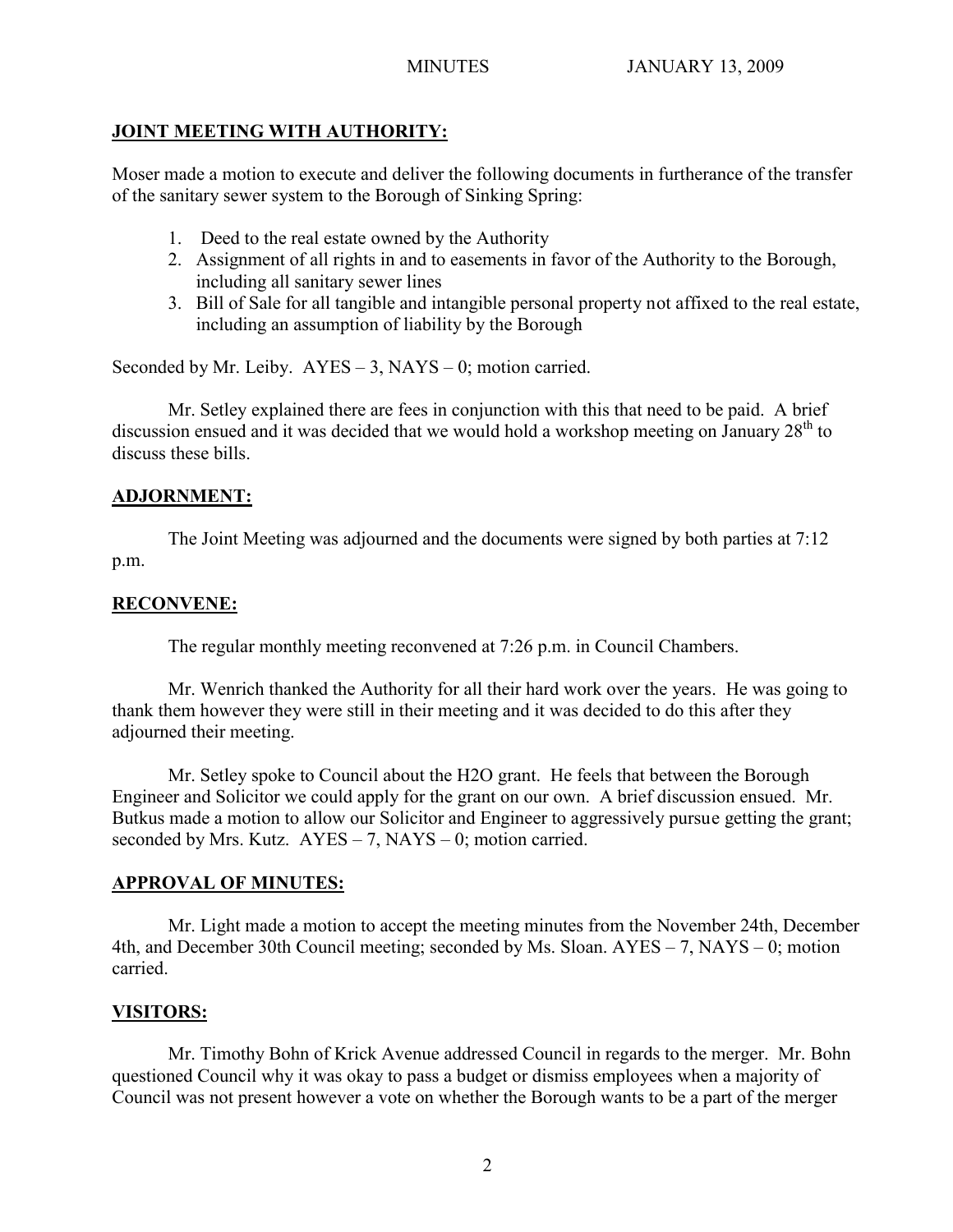## JOINT MEETING WITH AUTHORITY:

Moser made a motion to execute and deliver the following documents in furtherance of the transfer of the sanitary sewer system to the Borough of Sinking Spring:

1. Deed to the real estate owned by the Authority
2. Assignment of all rights in and to easements in favor of the Authority to the Borough, including all sanitary sewer lines
3. Bill of Sale for all tangible and intangible personal property not affixed to the real estate, including an assumption of liability by the Borough

Seconded by Mr. Leiby. AYES – 3, NAYS – 0; motion carried.

Mr. Setley explained there are fees in conjunction with this that need to be paid. A brief discussion ensued and it was decided that we would hold a workshop meeting on January 28th to discuss these bills.

## ADJORNMENT:

The Joint Meeting was adjourned and the documents were signed by both parties at 7:12 p.m.

## RECONVENE:

The regular monthly meeting reconvened at 7:26 p.m. in Council Chambers.

Mr. Wenrich thanked the Authority for all their hard work over the years. He was going to thank them however they were still in their meeting and it was decided to do this after they adjourned their meeting.

Mr. Setley spoke to Council about the H2O grant. He feels that between the Borough Engineer and Solicitor we could apply for the grant on our own. A brief discussion ensued. Mr. Butkus made a motion to allow our Solicitor and Engineer to aggressively pursue getting the grant; seconded by Mrs. Kutz. AYES – 7, NAYS – 0; motion carried.

## APPROVAL OF MINUTES:

Mr. Light made a motion to accept the meeting minutes from the November 24th, December 4th, and December 30th Council meeting; seconded by Ms. Sloan. AYES – 7, NAYS – 0; motion carried.

## VISITORS:

Mr. Timothy Bohn of Krick Avenue addressed Council in regards to the merger. Mr. Bohn questioned Council why it was okay to pass a budget or dismiss employees when a majority of Council was not present however a vote on whether the Borough wants to be a part of the merger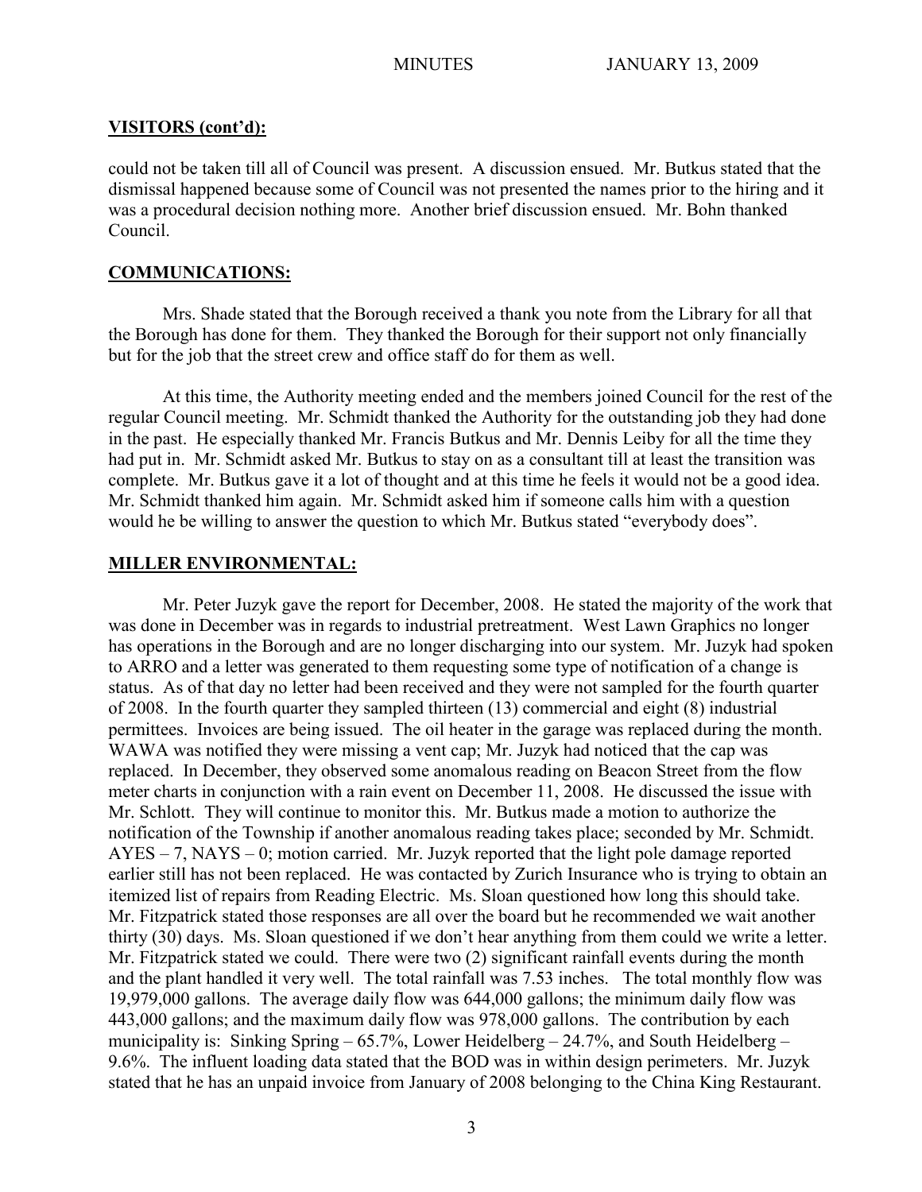**VISITORS (cont'd):**

could not be taken till all of Council was present. A discussion ensued. Mr. Butkus stated that the dismissal happened because some of Council was not presented the names prior to the hiring and it was a procedural decision nothing more. Another brief discussion ensued. Mr. Bohn thanked Council.

**COMMUNICATIONS:**

Mrs. Shade stated that the Borough received a thank you note from the Library for all that the Borough has done for them. They thanked the Borough for their support not only financially but for the job that the street crew and office staff do for them as well.

At this time, the Authority meeting ended and the members joined Council for the rest of the regular Council meeting. Mr. Schmidt thanked the Authority for the outstanding job they had done in the past. He especially thanked Mr. Francis Butkus and Mr. Dennis Leiby for all the time they had put in. Mr. Schmidt asked Mr. Butkus to stay on as a consultant till at least the transition was complete. Mr. Butkus gave it a lot of thought and at this time he feels it would not be a good idea. Mr. Schmidt thanked him again. Mr. Schmidt asked him if someone calls him with a question would he be willing to answer the question to which Mr. Butkus stated "everybody does".

**MILLER ENVIRONMENTAL:**

Mr. Peter Juzyk gave the report for December, 2008. He stated the majority of the work that was done in December was in regards to industrial pretreatment. West Lawn Graphics no longer has operations in the Borough and are no longer discharging into our system. Mr. Juzyk had spoken to ARRO and a letter was generated to them requesting some type of notification of a change is status. As of that day no letter had been received and they were not sampled for the fourth quarter of 2008. In the fourth quarter they sampled thirteen (13) commercial and eight (8) industrial permittees. Invoices are being issued. The oil heater in the garage was replaced during the month. WAWA was notified they were missing a vent cap; Mr. Juzyk had noticed that the cap was replaced. In December, they observed some anomalous reading on Beacon Street from the flow meter charts in conjunction with a rain event on December 11, 2008. He discussed the issue with Mr. Schlott. They will continue to monitor this. Mr. Butkus made a motion to authorize the notification of the Township if another anomalous reading takes place; seconded by Mr. Schmidt. AYES – 7, NAYS – 0; motion carried. Mr. Juzyk reported that the light pole damage reported earlier still has not been replaced. He was contacted by Zurich Insurance who is trying to obtain an itemized list of repairs from Reading Electric. Ms. Sloan questioned how long this should take. Mr. Fitzpatrick stated those responses are all over the board but he recommended we wait another thirty (30) days. Ms. Sloan questioned if we don't hear anything from them could we write a letter. Mr. Fitzpatrick stated we could. There were two (2) significant rainfall events during the month and the plant handled it very well. The total rainfall was 7.53 inches. The total monthly flow was 19,979,000 gallons. The average daily flow was 644,000 gallons; the minimum daily flow was 443,000 gallons; and the maximum daily flow was 978,000 gallons. The contribution by each municipality is: Sinking Spring – 65.7%, Lower Heidelberg – 24.7%, and South Heidelberg – 9.6%. The influent loading data stated that the BOD was in within design perimeters. Mr. Juzyk stated that he has an unpaid invoice from January of 2008 belonging to the China King Restaurant.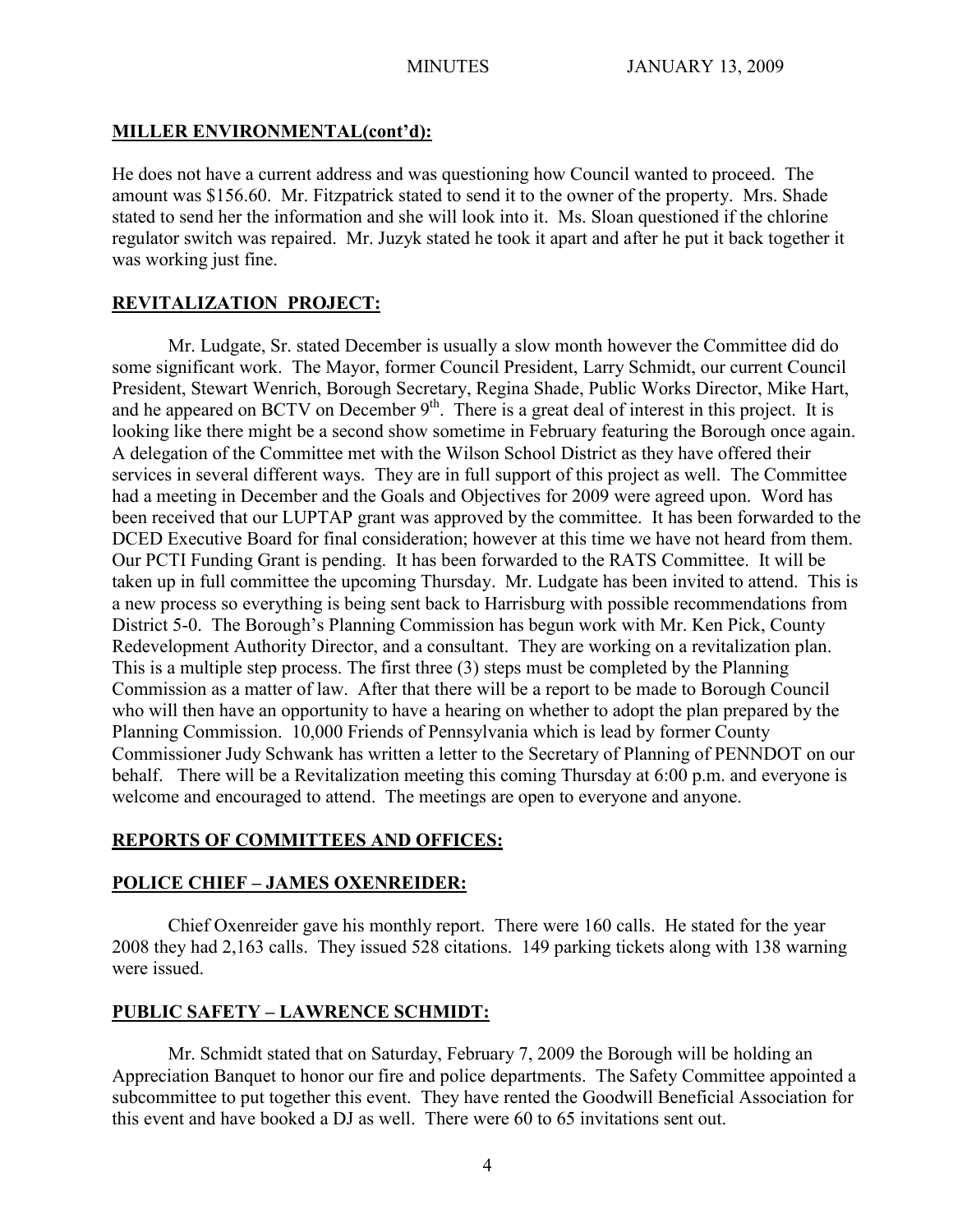**MILLER ENVIRONMENTAL(cont'd):**

He does not have a current address and was questioning how Council wanted to proceed. The amount was $156.60. Mr. Fitzpatrick stated to send it to the owner of the property. Mrs. Shade stated to send her the information and she will look into it. Ms. Sloan questioned if the chlorine regulator switch was repaired. Mr. Juzyk stated he took it apart and after he put it back together it was working just fine.

**REVITALIZATION PROJECT:**

Mr. Ludgate, Sr. stated December is usually a slow month however the Committee did do some significant work. The Mayor, former Council President, Larry Schmidt, our current Council President, Stewart Wenrich, Borough Secretary, Regina Shade, Public Works Director, Mike Hart, and he appeared on BCTV on December 9th. There is a great deal of interest in this project. It is looking like there might be a second show sometime in February featuring the Borough once again. A delegation of the Committee met with the Wilson School District as they have offered their services in several different ways. They are in full support of this project as well. The Committee had a meeting in December and the Goals and Objectives for 2009 were agreed upon. Word has been received that our LUPTAP grant was approved by the committee. It has been forwarded to the DCED Executive Board for final consideration; however at this time we have not heard from them. Our PCTI Funding Grant is pending. It has been forwarded to the RATS Committee. It will be taken up in full committee the upcoming Thursday. Mr. Ludgate has been invited to attend. This is a new process so everything is being sent back to Harrisburg with possible recommendations from District 5-0. The Borough's Planning Commission has begun work with Mr. Ken Pick, County Redevelopment Authority Director, and a consultant. They are working on a revitalization plan. This is a multiple step process. The first three (3) steps must be completed by the Planning Commission as a matter of law. After that there will be a report to be made to Borough Council who will then have an opportunity to have a hearing on whether to adopt the plan prepared by the Planning Commission. 10,000 Friends of Pennsylvania which is lead by former County Commissioner Judy Schwank has written a letter to the Secretary of Planning of PENNDOT on our behalf. There will be a Revitalization meeting this coming Thursday at 6:00 p.m. and everyone is welcome and encouraged to attend. The meetings are open to everyone and anyone.

**REPORTS OF COMMITTEES AND OFFICES:**

**POLICE CHIEF – JAMES OXENREIDER:**

Chief Oxenreider gave his monthly report. There were 160 calls. He stated for the year 2008 they had 2,163 calls. They issued 528 citations. 149 parking tickets along with 138 warning were issued.

**PUBLIC SAFETY – LAWRENCE SCHMIDT:**

Mr. Schmidt stated that on Saturday, February 7, 2009 the Borough will be holding an Appreciation Banquet to honor our fire and police departments. The Safety Committee appointed a subcommittee to put together this event. They have rented the Goodwill Beneficial Association for this event and have booked a DJ as well. There were 60 to 65 invitations sent out.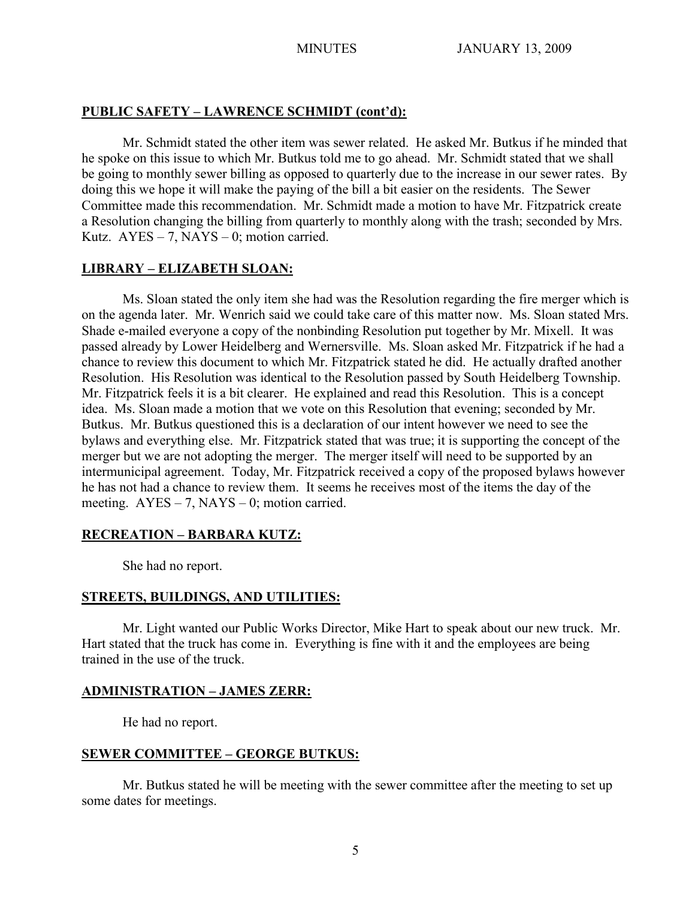## PUBLIC SAFETY – LAWRENCE SCHMIDT (cont'd):

Mr. Schmidt stated the other item was sewer related. He asked Mr. Butkus if he minded that he spoke on this issue to which Mr. Butkus told me to go ahead. Mr. Schmidt stated that we shall be going to monthly sewer billing as opposed to quarterly due to the increase in our sewer rates. By doing this we hope it will make the paying of the bill a bit easier on the residents. The Sewer Committee made this recommendation. Mr. Schmidt made a motion to have Mr. Fitzpatrick create a Resolution changing the billing from quarterly to monthly along with the trash; seconded by Mrs. Kutz. AYES – 7, NAYS – 0; motion carried.

## LIBRARY – ELIZABETH SLOAN:

Ms. Sloan stated the only item she had was the Resolution regarding the fire merger which is on the agenda later. Mr. Wenrich said we could take care of this matter now. Ms. Sloan stated Mrs. Shade e-mailed everyone a copy of the nonbinding Resolution put together by Mr. Mixell. It was passed already by Lower Heidelberg and Wernersville. Ms. Sloan asked Mr. Fitzpatrick if he had a chance to review this document to which Mr. Fitzpatrick stated he did. He actually drafted another Resolution. His Resolution was identical to the Resolution passed by South Heidelberg Township. Mr. Fitzpatrick feels it is a bit clearer. He explained and read this Resolution. This is a concept idea. Ms. Sloan made a motion that we vote on this Resolution that evening; seconded by Mr. Butkus. Mr. Butkus questioned this is a declaration of our intent however we need to see the bylaws and everything else. Mr. Fitzpatrick stated that was true; it is supporting the concept of the merger but we are not adopting the merger. The merger itself will need to be supported by an intermunicipal agreement. Today, Mr. Fitzpatrick received a copy of the proposed bylaws however he has not had a chance to review them. It seems he receives most of the items the day of the meeting. AYES – 7, NAYS – 0; motion carried.

## RECREATION – BARBARA KUTZ:

She had no report.

## STREETS, BUILDINGS, AND UTILITIES:

Mr. Light wanted our Public Works Director, Mike Hart to speak about our new truck. Mr. Hart stated that the truck has come in. Everything is fine with it and the employees are being trained in the use of the truck.

## ADMINISTRATION – JAMES ZERR:

He had no report.

## SEWER COMMITTEE – GEORGE BUTKUS:

Mr. Butkus stated he will be meeting with the sewer committee after the meeting to set up some dates for meetings.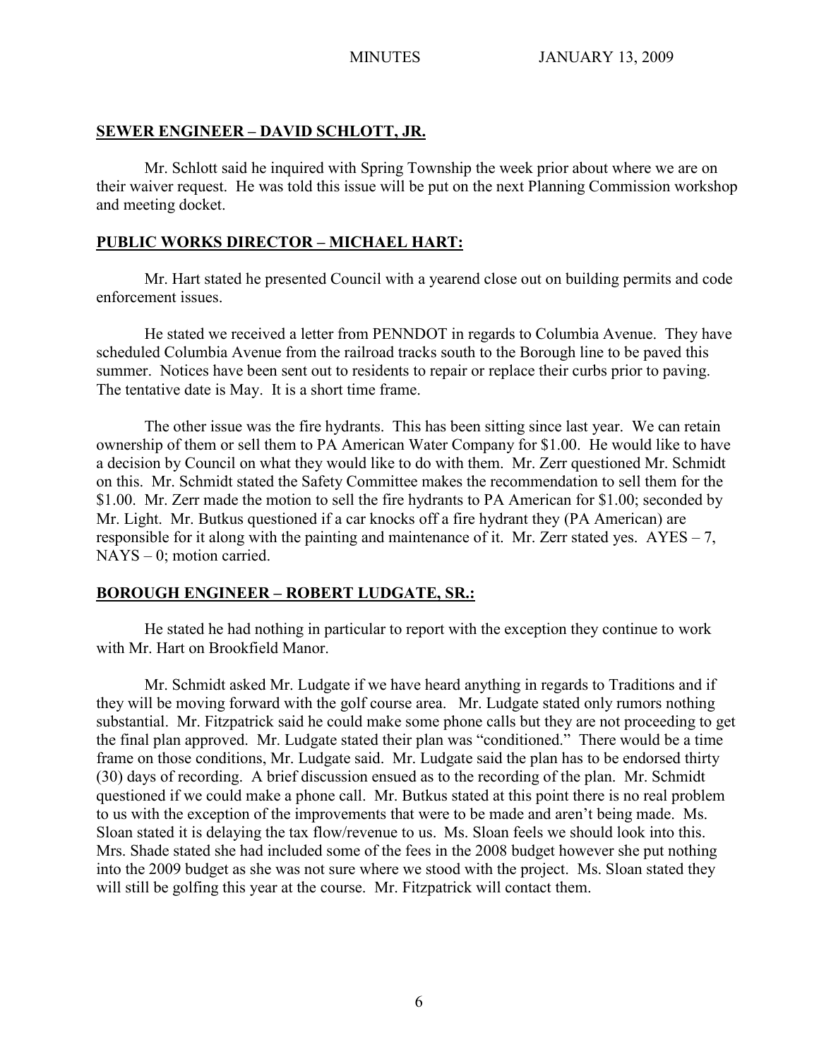**SEWER ENGINEER – DAVID SCHLOTT, JR.**

Mr. Schlott said he inquired with Spring Township the week prior about where we are on their waiver request. He was told this issue will be put on the next Planning Commission workshop and meeting docket.

**PUBLIC WORKS DIRECTOR – MICHAEL HART:**

Mr. Hart stated he presented Council with a yearend close out on building permits and code enforcement issues.

He stated we received a letter from PENNDOT in regards to Columbia Avenue. They have scheduled Columbia Avenue from the railroad tracks south to the Borough line to be paved this summer. Notices have been sent out to residents to repair or replace their curbs prior to paving. The tentative date is May. It is a short time frame.

The other issue was the fire hydrants. This has been sitting since last year. We can retain ownership of them or sell them to PA American Water Company for $1.00. He would like to have a decision by Council on what they would like to do with them. Mr. Zerr questioned Mr. Schmidt on this. Mr. Schmidt stated the Safety Committee makes the recommendation to sell them for the $1.00. Mr. Zerr made the motion to sell the fire hydrants to PA American for $1.00; seconded by Mr. Light. Mr. Butkus questioned if a car knocks off a fire hydrant they (PA American) are responsible for it along with the painting and maintenance of it. Mr. Zerr stated yes. AYES – 7, NAYS – 0; motion carried.

**BOROUGH ENGINEER – ROBERT LUDGATE, SR.:**

He stated he had nothing in particular to report with the exception they continue to work with Mr. Hart on Brookfield Manor.

Mr. Schmidt asked Mr. Ludgate if we have heard anything in regards to Traditions and if they will be moving forward with the golf course area. Mr. Ludgate stated only rumors nothing substantial. Mr. Fitzpatrick said he could make some phone calls but they are not proceeding to get the final plan approved. Mr. Ludgate stated their plan was "conditioned." There would be a time frame on those conditions, Mr. Ludgate said. Mr. Ludgate said the plan has to be endorsed thirty (30) days of recording. A brief discussion ensued as to the recording of the plan. Mr. Schmidt questioned if we could make a phone call. Mr. Butkus stated at this point there is no real problem to us with the exception of the improvements that were to be made and aren't being made. Ms. Sloan stated it is delaying the tax flow/revenue to us. Ms. Sloan feels we should look into this. Mrs. Shade stated she had included some of the fees in the 2008 budget however she put nothing into the 2009 budget as she was not sure where we stood with the project. Ms. Sloan stated they will still be golfing this year at the course. Mr. Fitzpatrick will contact them.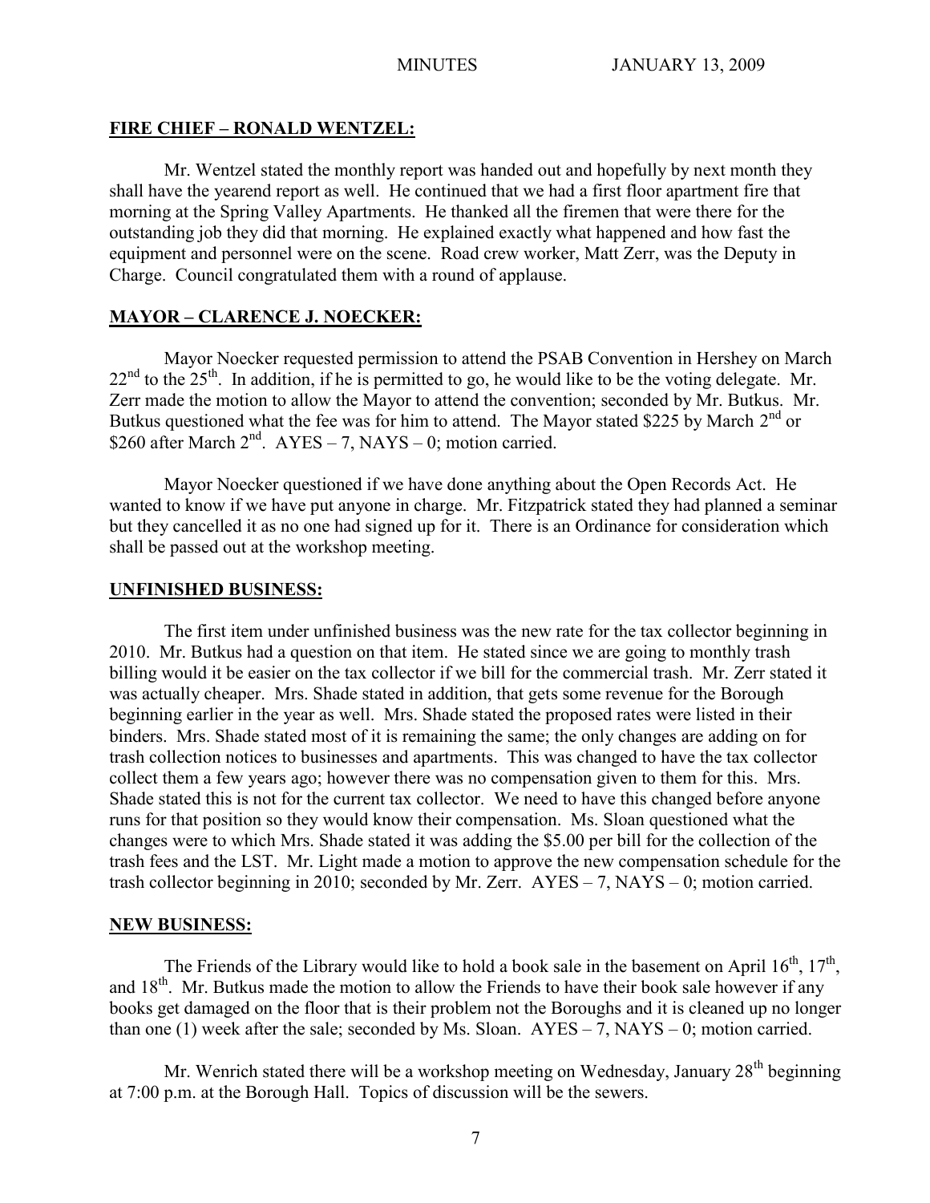## FIRE CHIEF – RONALD WENTZEL:

Mr. Wentzel stated the monthly report was handed out and hopefully by next month they shall have the yearend report as well. He continued that we had a first floor apartment fire that morning at the Spring Valley Apartments. He thanked all the firemen that were there for the outstanding job they did that morning. He explained exactly what happened and how fast the equipment and personnel were on the scene. Road crew worker, Matt Zerr, was the Deputy in Charge. Council congratulated them with a round of applause.

## MAYOR – CLARENCE J. NOECKER:

Mayor Noecker requested permission to attend the PSAB Convention in Hershey on March 22nd to the 25th. In addition, if he is permitted to go, he would like to be the voting delegate. Mr. Zerr made the motion to allow the Mayor to attend the convention; seconded by Mr. Butkus. Mr. Butkus questioned what the fee was for him to attend. The Mayor stated $225 by March 2nd or $260 after March 2nd. AYES – 7, NAYS – 0; motion carried.

Mayor Noecker questioned if we have done anything about the Open Records Act. He wanted to know if we have put anyone in charge. Mr. Fitzpatrick stated they had planned a seminar but they cancelled it as no one had signed up for it. There is an Ordinance for consideration which shall be passed out at the workshop meeting.

## UNFINISHED BUSINESS:

The first item under unfinished business was the new rate for the tax collector beginning in 2010. Mr. Butkus had a question on that item. He stated since we are going to monthly trash billing would it be easier on the tax collector if we bill for the commercial trash. Mr. Zerr stated it was actually cheaper. Mrs. Shade stated in addition, that gets some revenue for the Borough beginning earlier in the year as well. Mrs. Shade stated the proposed rates were listed in their binders. Mrs. Shade stated most of it is remaining the same; the only changes are adding on for trash collection notices to businesses and apartments. This was changed to have the tax collector collect them a few years ago; however there was no compensation given to them for this. Mrs. Shade stated this is not for the current tax collector. We need to have this changed before anyone runs for that position so they would know their compensation. Ms. Sloan questioned what the changes were to which Mrs. Shade stated it was adding the $5.00 per bill for the collection of the trash fees and the LST. Mr. Light made a motion to approve the new compensation schedule for the trash collector beginning in 2010; seconded by Mr. Zerr. AYES – 7, NAYS – 0; motion carried.

## NEW BUSINESS:

The Friends of the Library would like to hold a book sale in the basement on April 16th, 17th, and 18th. Mr. Butkus made the motion to allow the Friends to have their book sale however if any books get damaged on the floor that is their problem not the Boroughs and it is cleaned up no longer than one (1) week after the sale; seconded by Ms. Sloan. AYES – 7, NAYS – 0; motion carried.

Mr. Wenrich stated there will be a workshop meeting on Wednesday, January 28th beginning at 7:00 p.m. at the Borough Hall. Topics of discussion will be the sewers.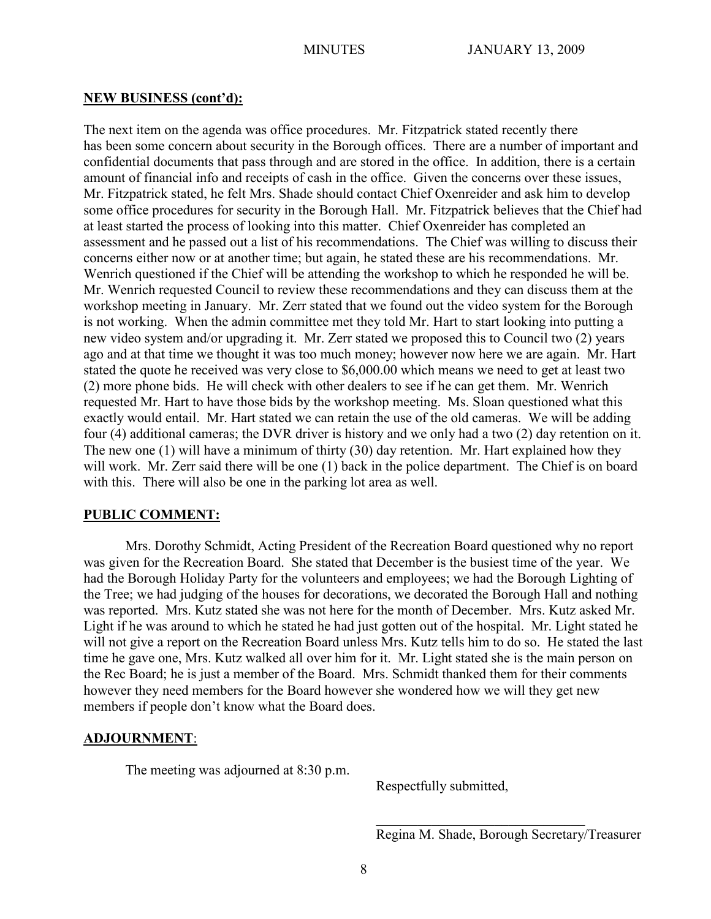**NEW BUSINESS (cont'd):**

The next item on the agenda was office procedures. Mr. Fitzpatrick stated recently there has been some concern about security in the Borough offices. There are a number of important and confidential documents that pass through and are stored in the office. In addition, there is a certain amount of financial info and receipts of cash in the office. Given the concerns over these issues, Mr. Fitzpatrick stated, he felt Mrs. Shade should contact Chief Oxenreider and ask him to develop some office procedures for security in the Borough Hall. Mr. Fitzpatrick believes that the Chief had at least started the process of looking into this matter. Chief Oxenreider has completed an assessment and he passed out a list of his recommendations. The Chief was willing to discuss their concerns either now or at another time; but again, he stated these are his recommendations. Mr. Wenrich questioned if the Chief will be attending the workshop to which he responded he will be. Mr. Wenrich requested Council to review these recommendations and they can discuss them at the workshop meeting in January. Mr. Zerr stated that we found out the video system for the Borough is not working. When the admin committee met they told Mr. Hart to start looking into putting a new video system and/or upgrading it. Mr. Zerr stated we proposed this to Council two (2) years ago and at that time we thought it was too much money; however now here we are again. Mr. Hart stated the quote he received was very close to $6,000.00 which means we need to get at least two (2) more phone bids. He will check with other dealers to see if he can get them. Mr. Wenrich requested Mr. Hart to have those bids by the workshop meeting. Ms. Sloan questioned what this exactly would entail. Mr. Hart stated we can retain the use of the old cameras. We will be adding four (4) additional cameras; the DVR driver is history and we only had a two (2) day retention on it. The new one (1) will have a minimum of thirty (30) day retention. Mr. Hart explained how they will work. Mr. Zerr said there will be one (1) back in the police department. The Chief is on board with this. There will also be one in the parking lot area as well.

**PUBLIC COMMENT:**

Mrs. Dorothy Schmidt, Acting President of the Recreation Board questioned why no report was given for the Recreation Board. She stated that December is the busiest time of the year. We had the Borough Holiday Party for the volunteers and employees; we had the Borough Lighting of the Tree; we had judging of the houses for decorations, we decorated the Borough Hall and nothing was reported. Mrs. Kutz stated she was not here for the month of December. Mrs. Kutz asked Mr. Light if he was around to which he stated he had just gotten out of the hospital. Mr. Light stated he will not give a report on the Recreation Board unless Mrs. Kutz tells him to do so. He stated the last time he gave one, Mrs. Kutz walked all over him for it. Mr. Light stated she is the main person on the Rec Board; he is just a member of the Board. Mrs. Schmidt thanked them for their comments however they need members for the Board however she wondered how we will they get new members if people don't know what the Board does.

**ADJOURNMENT:**

The meeting was adjourned at 8:30 p.m.

Respectfully submitted,

\_\_\_\_\_\_\_\_\_\_\_\_\_\_\_\_\_\_\_\_\_\_\_\_\_\_\_\_\_\_\_\_

Regina M. Shade, Borough Secretary/Treasurer